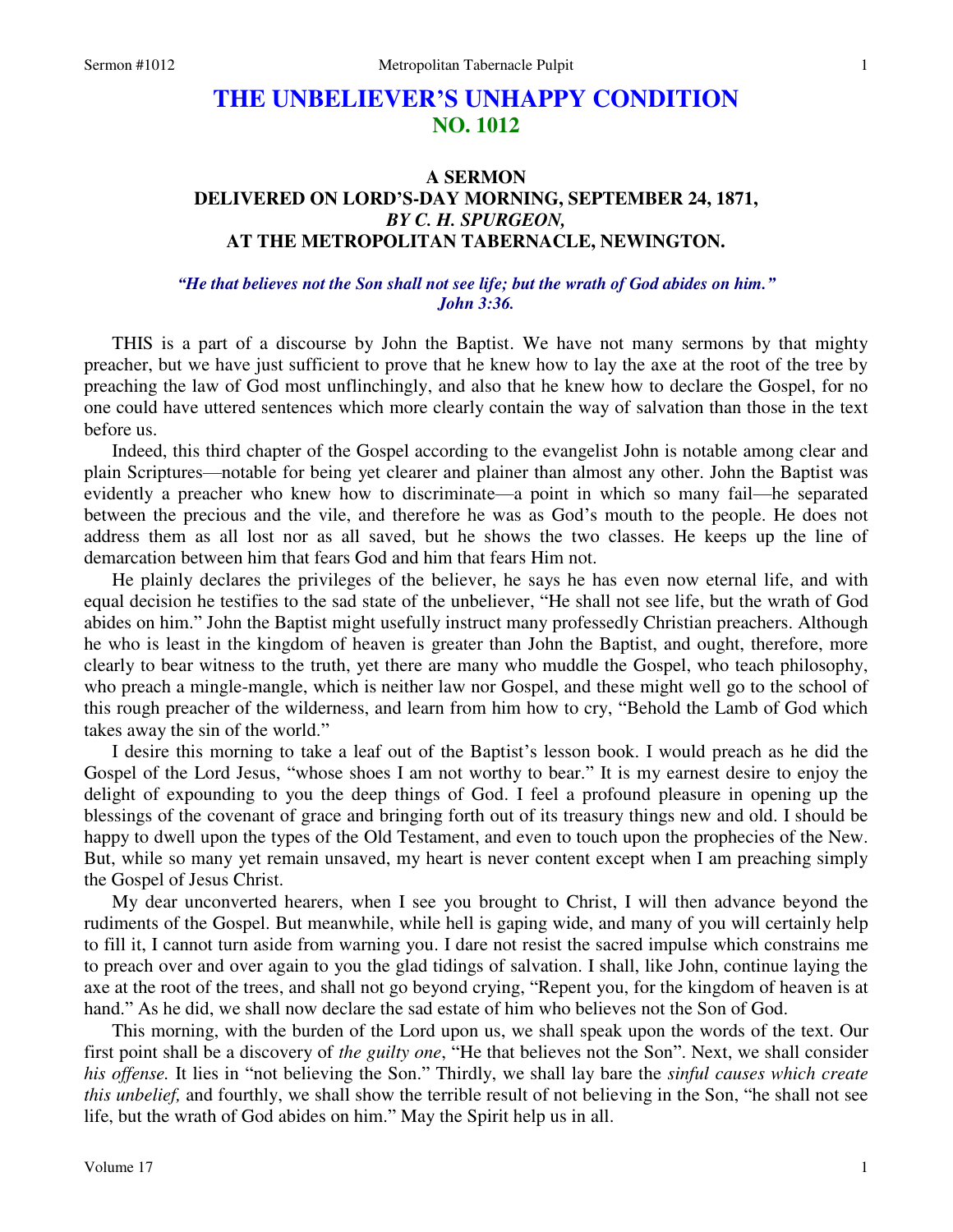# THE UNBELIEVER'S UNHAPPY CONDITION
## NO. 1012

### A SERMON
### DELIVERED ON LORD'S-DAY MORNING, SEPTEMBER 24, 1871,
### *BY C. H. SPURGEON,*
### AT THE METROPOLITAN TABERNACLE, NEWINGTON.

***"He that believes not the Son shall not see life; but the wrath of God abides on him." John 3:36.***

THIS is a part of a discourse by John the Baptist. We have not many sermons by that mighty preacher, but we have just sufficient to prove that he knew how to lay the axe at the root of the tree by preaching the law of God most unflinchingly, and also that he knew how to declare the Gospel, for no one could have uttered sentences which more clearly contain the way of salvation than those in the text before us.

Indeed, this third chapter of the Gospel according to the evangelist John is notable among clear and plain Scriptures—notable for being yet clearer and plainer than almost any other. John the Baptist was evidently a preacher who knew how to discriminate—a point in which so many fail—he separated between the precious and the vile, and therefore he was as God's mouth to the people. He does not address them as all lost nor as all saved, but he shows the two classes. He keeps up the line of demarcation between him that fears God and him that fears Him not.

He plainly declares the privileges of the believer, he says he has even now eternal life, and with equal decision he testifies to the sad state of the unbeliever, "He shall not see life, but the wrath of God abides on him." John the Baptist might usefully instruct many professedly Christian preachers. Although he who is least in the kingdom of heaven is greater than John the Baptist, and ought, therefore, more clearly to bear witness to the truth, yet there are many who muddle the Gospel, who teach philosophy, who preach a mingle-mangle, which is neither law nor Gospel, and these might well go to the school of this rough preacher of the wilderness, and learn from him how to cry, "Behold the Lamb of God which takes away the sin of the world."

I desire this morning to take a leaf out of the Baptist's lesson book. I would preach as he did the Gospel of the Lord Jesus, "whose shoes I am not worthy to bear." It is my earnest desire to enjoy the delight of expounding to you the deep things of God. I feel a profound pleasure in opening up the blessings of the covenant of grace and bringing forth out of its treasury things new and old. I should be happy to dwell upon the types of the Old Testament, and even to touch upon the prophecies of the New. But, while so many yet remain unsaved, my heart is never content except when I am preaching simply the Gospel of Jesus Christ.

My dear unconverted hearers, when I see you brought to Christ, I will then advance beyond the rudiments of the Gospel. But meanwhile, while hell is gaping wide, and many of you will certainly help to fill it, I cannot turn aside from warning you. I dare not resist the sacred impulse which constrains me to preach over and over again to you the glad tidings of salvation. I shall, like John, continue laying the axe at the root of the trees, and shall not go beyond crying, "Repent you, for the kingdom of heaven is at hand." As he did, we shall now declare the sad estate of him who believes not the Son of God.

This morning, with the burden of the Lord upon us, we shall speak upon the words of the text. Our first point shall be a discovery of *the guilty one*, "He that believes not the Son". Next, we shall consider *his offense.* It lies in "not believing the Son." Thirdly, we shall lay bare the *sinful causes which create this unbelief,* and fourthly, we shall show the terrible result of not believing in the Son, "he shall not see life, but the wrath of God abides on him." May the Spirit help us in all.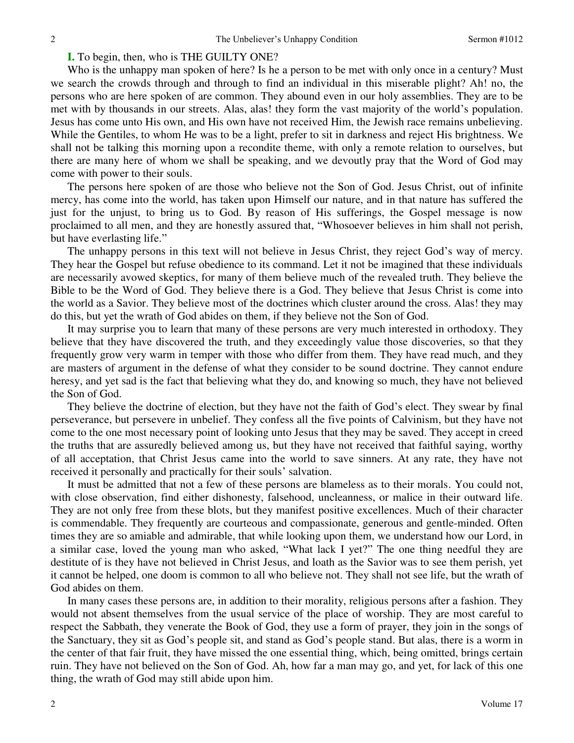**I.** To begin, then, who is THE GUILTY ONE?

Who is the unhappy man spoken of here? Is he a person to be met with only once in a century? Must we search the crowds through and through to find an individual in this miserable plight? Ah! no, the persons who are here spoken of are common. They abound even in our holy assemblies. They are to be met with by thousands in our streets. Alas, alas! they form the vast majority of the world's population. Jesus has come unto His own, and His own have not received Him, the Jewish race remains unbelieving. While the Gentiles, to whom He was to be a light, prefer to sit in darkness and reject His brightness. We shall not be talking this morning upon a recondite theme, with only a remote relation to ourselves, but there are many here of whom we shall be speaking, and we devoutly pray that the Word of God may come with power to their souls.

The persons here spoken of are those who believe not the Son of God. Jesus Christ, out of infinite mercy, has come into the world, has taken upon Himself our nature, and in that nature has suffered the just for the unjust, to bring us to God. By reason of His sufferings, the Gospel message is now proclaimed to all men, and they are honestly assured that, "Whosoever believes in him shall not perish, but have everlasting life."

The unhappy persons in this text will not believe in Jesus Christ, they reject God's way of mercy. They hear the Gospel but refuse obedience to its command. Let it not be imagined that these individuals are necessarily avowed skeptics, for many of them believe much of the revealed truth. They believe the Bible to be the Word of God. They believe there is a God. They believe that Jesus Christ is come into the world as a Savior. They believe most of the doctrines which cluster around the cross. Alas! they may do this, but yet the wrath of God abides on them, if they believe not the Son of God.

It may surprise you to learn that many of these persons are very much interested in orthodoxy. They believe that they have discovered the truth, and they exceedingly value those discoveries, so that they frequently grow very warm in temper with those who differ from them. They have read much, and they are masters of argument in the defense of what they consider to be sound doctrine. They cannot endure heresy, and yet sad is the fact that believing what they do, and knowing so much, they have not believed the Son of God.

They believe the doctrine of election, but they have not the faith of God's elect. They swear by final perseverance, but persevere in unbelief. They confess all the five points of Calvinism, but they have not come to the one most necessary point of looking unto Jesus that they may be saved. They accept in creed the truths that are assuredly believed among us, but they have not received that faithful saying, worthy of all acceptation, that Christ Jesus came into the world to save sinners. At any rate, they have not received it personally and practically for their souls' salvation.

It must be admitted that not a few of these persons are blameless as to their morals. You could not, with close observation, find either dishonesty, falsehood, uncleanness, or malice in their outward life. They are not only free from these blots, but they manifest positive excellences. Much of their character is commendable. They frequently are courteous and compassionate, generous and gentle-minded. Often times they are so amiable and admirable, that while looking upon them, we understand how our Lord, in a similar case, loved the young man who asked, "What lack I yet?" The one thing needful they are destitute of is they have not believed in Christ Jesus, and loath as the Savior was to see them perish, yet it cannot be helped, one doom is common to all who believe not. They shall not see life, but the wrath of God abides on them.

In many cases these persons are, in addition to their morality, religious persons after a fashion. They would not absent themselves from the usual service of the place of worship. They are most careful to respect the Sabbath, they venerate the Book of God, they use a form of prayer, they join in the songs of the Sanctuary, they sit as God's people sit, and stand as God's people stand. But alas, there is a worm in the center of that fair fruit, they have missed the one essential thing, which, being omitted, brings certain ruin. They have not believed on the Son of God. Ah, how far a man may go, and yet, for lack of this one thing, the wrath of God may still abide upon him.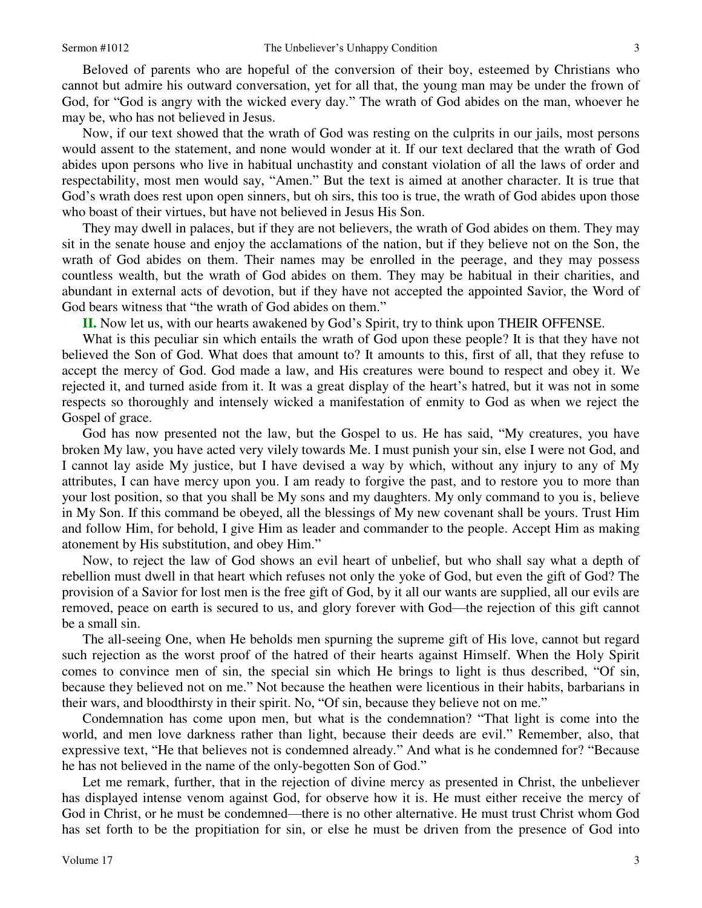Beloved of parents who are hopeful of the conversion of their boy, esteemed by Christians who cannot but admire his outward conversation, yet for all that, the young man may be under the frown of God, for "God is angry with the wicked every day." The wrath of God abides on the man, whoever he may be, who has not believed in Jesus.

Now, if our text showed that the wrath of God was resting on the culprits in our jails, most persons would assent to the statement, and none would wonder at it. If our text declared that the wrath of God abides upon persons who live in habitual unchastity and constant violation of all the laws of order and respectability, most men would say, "Amen." But the text is aimed at another character. It is true that God's wrath does rest upon open sinners, but oh sirs, this too is true, the wrath of God abides upon those who boast of their virtues, but have not believed in Jesus His Son.

They may dwell in palaces, but if they are not believers, the wrath of God abides on them. They may sit in the senate house and enjoy the acclamations of the nation, but if they believe not on the Son, the wrath of God abides on them. Their names may be enrolled in the peerage, and they may possess countless wealth, but the wrath of God abides on them. They may be habitual in their charities, and abundant in external acts of devotion, but if they have not accepted the appointed Savior, the Word of God bears witness that "the wrath of God abides on them."

**II.** Now let us, with our hearts awakened by God's Spirit, try to think upon THEIR OFFENSE.

What is this peculiar sin which entails the wrath of God upon these people? It is that they have not believed the Son of God. What does that amount to? It amounts to this, first of all, that they refuse to accept the mercy of God. God made a law, and His creatures were bound to respect and obey it. We rejected it, and turned aside from it. It was a great display of the heart's hatred, but it was not in some respects so thoroughly and intensely wicked a manifestation of enmity to God as when we reject the Gospel of grace.

God has now presented not the law, but the Gospel to us. He has said, "My creatures, you have broken My law, you have acted very vilely towards Me. I must punish your sin, else I were not God, and I cannot lay aside My justice, but I have devised a way by which, without any injury to any of My attributes, I can have mercy upon you. I am ready to forgive the past, and to restore you to more than your lost position, so that you shall be My sons and my daughters. My only command to you is, believe in My Son. If this command be obeyed, all the blessings of My new covenant shall be yours. Trust Him and follow Him, for behold, I give Him as leader and commander to the people. Accept Him as making atonement by His substitution, and obey Him."

Now, to reject the law of God shows an evil heart of unbelief, but who shall say what a depth of rebellion must dwell in that heart which refuses not only the yoke of God, but even the gift of God? The provision of a Savior for lost men is the free gift of God, by it all our wants are supplied, all our evils are removed, peace on earth is secured to us, and glory forever with God—the rejection of this gift cannot be a small sin.

The all-seeing One, when He beholds men spurning the supreme gift of His love, cannot but regard such rejection as the worst proof of the hatred of their hearts against Himself. When the Holy Spirit comes to convince men of sin, the special sin which He brings to light is thus described, "Of sin, because they believed not on me." Not because the heathen were licentious in their habits, barbarians in their wars, and bloodthirsty in their spirit. No, "Of sin, because they believe not on me."

Condemnation has come upon men, but what is the condemnation? "That light is come into the world, and men love darkness rather than light, because their deeds are evil." Remember, also, that expressive text, "He that believes not is condemned already." And what is he condemned for? "Because he has not believed in the name of the only-begotten Son of God."

Let me remark, further, that in the rejection of divine mercy as presented in Christ, the unbeliever has displayed intense venom against God, for observe how it is. He must either receive the mercy of God in Christ, or he must be condemned—there is no other alternative. He must trust Christ whom God has set forth to be the propitiation for sin, or else he must be driven from the presence of God into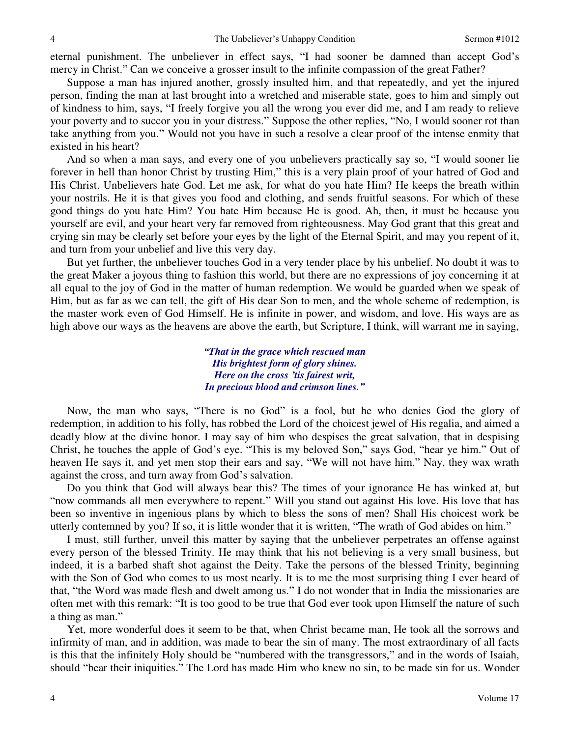eternal punishment. The unbeliever in effect says, "I had sooner be damned than accept God's mercy in Christ." Can we conceive a grosser insult to the infinite compassion of the great Father?

Suppose a man has injured another, grossly insulted him, and that repeatedly, and yet the injured person, finding the man at last brought into a wretched and miserable state, goes to him and simply out of kindness to him, says, "I freely forgive you all the wrong you ever did me, and I am ready to relieve your poverty and to succor you in your distress." Suppose the other replies, "No, I would sooner rot than take anything from you." Would not you have in such a resolve a clear proof of the intense enmity that existed in his heart?

And so when a man says, and every one of you unbelievers practically say so, "I would sooner lie forever in hell than honor Christ by trusting Him," this is a very plain proof of your hatred of God and His Christ. Unbelievers hate God. Let me ask, for what do you hate Him? He keeps the breath within your nostrils. He it is that gives you food and clothing, and sends fruitful seasons. For which of these good things do you hate Him? You hate Him because He is good. Ah, then, it must be because you yourself are evil, and your heart very far removed from righteousness. May God grant that this great and crying sin may be clearly set before your eyes by the light of the Eternal Spirit, and may you repent of it, and turn from your unbelief and live this very day.

But yet further, the unbeliever touches God in a very tender place by his unbelief. No doubt it was to the great Maker a joyous thing to fashion this world, but there are no expressions of joy concerning it at all equal to the joy of God in the matter of human redemption. We would be guarded when we speak of Him, but as far as we can tell, the gift of His dear Son to men, and the whole scheme of redemption, is the master work even of God Himself. He is infinite in power, and wisdom, and love. His ways are as high above our ways as the heavens are above the earth, but Scripture, I think, will warrant me in saying,

> ***"That in the grace which rescued man***
> ***His brightest form of glory shines.***
> ***Here on the cross 'tis fairest writ,***
> ***In precious blood and crimson lines."***

Now, the man who says, "There is no God" is a fool, but he who denies God the glory of redemption, in addition to his folly, has robbed the Lord of the choicest jewel of His regalia, and aimed a deadly blow at the divine honor. I may say of him who despises the great salvation, that in despising Christ, he touches the apple of God's eye. "This is my beloved Son," says God, "hear ye him." Out of heaven He says it, and yet men stop their ears and say, "We will not have him." Nay, they wax wrath against the cross, and turn away from God's salvation.

Do you think that God will always bear this? The times of your ignorance He has winked at, but "now commands all men everywhere to repent." Will you stand out against His love. His love that has been so inventive in ingenious plans by which to bless the sons of men? Shall His choicest work be utterly contemned by you? If so, it is little wonder that it is written, "The wrath of God abides on him."

I must, still further, unveil this matter by saying that the unbeliever perpetrates an offense against every person of the blessed Trinity. He may think that his not believing is a very small business, but indeed, it is a barbed shaft shot against the Deity. Take the persons of the blessed Trinity, beginning with the Son of God who comes to us most nearly. It is to me the most surprising thing I ever heard of that, "the Word was made flesh and dwelt among us." I do not wonder that in India the missionaries are often met with this remark: "It is too good to be true that God ever took upon Himself the nature of such a thing as man."

Yet, more wonderful does it seem to be that, when Christ became man, He took all the sorrows and infirmity of man, and in addition, was made to bear the sin of many. The most extraordinary of all facts is this that the infinitely Holy should be "numbered with the transgressors," and in the words of Isaiah, should "bear their iniquities." The Lord has made Him who knew no sin, to be made sin for us. Wonder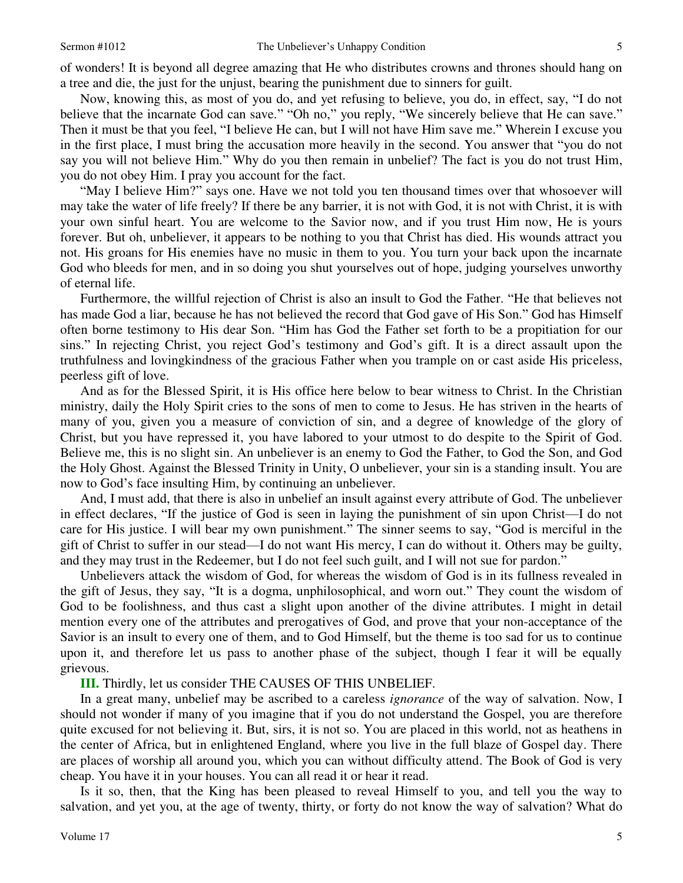of wonders! It is beyond all degree amazing that He who distributes crowns and thrones should hang on a tree and die, the just for the unjust, bearing the punishment due to sinners for guilt.

Now, knowing this, as most of you do, and yet refusing to believe, you do, in effect, say, "I do not believe that the incarnate God can save." "Oh no," you reply, "We sincerely believe that He can save." Then it must be that you feel, "I believe He can, but I will not have Him save me." Wherein I excuse you in the first place, I must bring the accusation more heavily in the second. You answer that "you do not say you will not believe Him." Why do you then remain in unbelief? The fact is you do not trust Him, you do not obey Him. I pray you account for the fact.

"May I believe Him?" says one. Have we not told you ten thousand times over that whosoever will may take the water of life freely? If there be any barrier, it is not with God, it is not with Christ, it is with your own sinful heart. You are welcome to the Savior now, and if you trust Him now, He is yours forever. But oh, unbeliever, it appears to be nothing to you that Christ has died. His wounds attract you not. His groans for His enemies have no music in them to you. You turn your back upon the incarnate God who bleeds for men, and in so doing you shut yourselves out of hope, judging yourselves unworthy of eternal life.

Furthermore, the willful rejection of Christ is also an insult to God the Father. "He that believes not has made God a liar, because he has not believed the record that God gave of His Son." God has Himself often borne testimony to His dear Son. "Him has God the Father set forth to be a propitiation for our sins." In rejecting Christ, you reject God's testimony and God's gift. It is a direct assault upon the truthfulness and lovingkindness of the gracious Father when you trample on or cast aside His priceless, peerless gift of love.

And as for the Blessed Spirit, it is His office here below to bear witness to Christ. In the Christian ministry, daily the Holy Spirit cries to the sons of men to come to Jesus. He has striven in the hearts of many of you, given you a measure of conviction of sin, and a degree of knowledge of the glory of Christ, but you have repressed it, you have labored to your utmost to do despite to the Spirit of God. Believe me, this is no slight sin. An unbeliever is an enemy to God the Father, to God the Son, and God the Holy Ghost. Against the Blessed Trinity in Unity, O unbeliever, your sin is a standing insult. You are now to God's face insulting Him, by continuing an unbeliever.

And, I must add, that there is also in unbelief an insult against every attribute of God. The unbeliever in effect declares, "If the justice of God is seen in laying the punishment of sin upon Christ—I do not care for His justice. I will bear my own punishment." The sinner seems to say, "God is merciful in the gift of Christ to suffer in our stead—I do not want His mercy, I can do without it. Others may be guilty, and they may trust in the Redeemer, but I do not feel such guilt, and I will not sue for pardon."

Unbelievers attack the wisdom of God, for whereas the wisdom of God is in its fullness revealed in the gift of Jesus, they say, "It is a dogma, unphilosophical, and worn out." They count the wisdom of God to be foolishness, and thus cast a slight upon another of the divine attributes. I might in detail mention every one of the attributes and prerogatives of God, and prove that your non-acceptance of the Savior is an insult to every one of them, and to God Himself, but the theme is too sad for us to continue upon it, and therefore let us pass to another phase of the subject, though I fear it will be equally grievous.

**III.** Thirdly, let us consider THE CAUSES OF THIS UNBELIEF.

In a great many, unbelief may be ascribed to a careless *ignorance* of the way of salvation. Now, I should not wonder if many of you imagine that if you do not understand the Gospel, you are therefore quite excused for not believing it. But, sirs, it is not so. You are placed in this world, not as heathens in the center of Africa, but in enlightened England, where you live in the full blaze of Gospel day. There are places of worship all around you, which you can without difficulty attend. The Book of God is very cheap. You have it in your houses. You can all read it or hear it read.

Is it so, then, that the King has been pleased to reveal Himself to you, and tell you the way to salvation, and yet you, at the age of twenty, thirty, or forty do not know the way of salvation? What do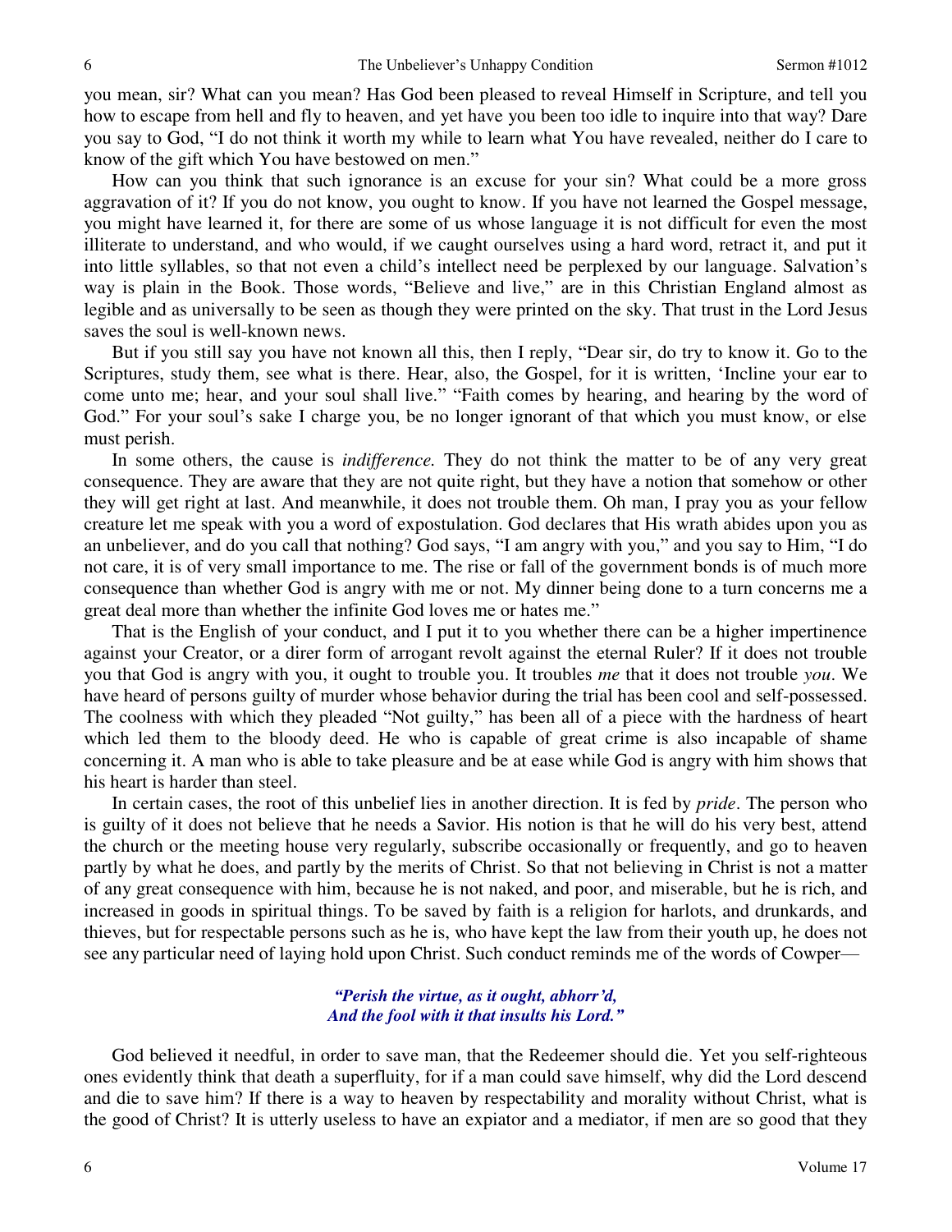you mean, sir? What can you mean? Has God been pleased to reveal Himself in Scripture, and tell you how to escape from hell and fly to heaven, and yet have you been too idle to inquire into that way? Dare you say to God, "I do not think it worth my while to learn what You have revealed, neither do I care to know of the gift which You have bestowed on men."

How can you think that such ignorance is an excuse for your sin? What could be a more gross aggravation of it? If you do not know, you ought to know. If you have not learned the Gospel message, you might have learned it, for there are some of us whose language it is not difficult for even the most illiterate to understand, and who would, if we caught ourselves using a hard word, retract it, and put it into little syllables, so that not even a child's intellect need be perplexed by our language. Salvation's way is plain in the Book. Those words, "Believe and live," are in this Christian England almost as legible and as universally to be seen as though they were printed on the sky. That trust in the Lord Jesus saves the soul is well-known news.

But if you still say you have not known all this, then I reply, "Dear sir, do try to know it. Go to the Scriptures, study them, see what is there. Hear, also, the Gospel, for it is written, 'Incline your ear to come unto me; hear, and your soul shall live." "Faith comes by hearing, and hearing by the word of God." For your soul's sake I charge you, be no longer ignorant of that which you must know, or else must perish.

In some others, the cause is *indifference.* They do not think the matter to be of any very great consequence. They are aware that they are not quite right, but they have a notion that somehow or other they will get right at last. And meanwhile, it does not trouble them. Oh man, I pray you as your fellow creature let me speak with you a word of expostulation. God declares that His wrath abides upon you as an unbeliever, and do you call that nothing? God says, "I am angry with you," and you say to Him, "I do not care, it is of very small importance to me. The rise or fall of the government bonds is of much more consequence than whether God is angry with me or not. My dinner being done to a turn concerns me a great deal more than whether the infinite God loves me or hates me."

That is the English of your conduct, and I put it to you whether there can be a higher impertinence against your Creator, or a direr form of arrogant revolt against the eternal Ruler? If it does not trouble you that God is angry with you, it ought to trouble you. It troubles *me* that it does not trouble *you*. We have heard of persons guilty of murder whose behavior during the trial has been cool and self-possessed. The coolness with which they pleaded "Not guilty," has been all of a piece with the hardness of heart which led them to the bloody deed. He who is capable of great crime is also incapable of shame concerning it. A man who is able to take pleasure and be at ease while God is angry with him shows that his heart is harder than steel.

In certain cases, the root of this unbelief lies in another direction. It is fed by *pride*. The person who is guilty of it does not believe that he needs a Savior. His notion is that he will do his very best, attend the church or the meeting house very regularly, subscribe occasionally or frequently, and go to heaven partly by what he does, and partly by the merits of Christ. So that not believing in Christ is not a matter of any great consequence with him, because he is not naked, and poor, and miserable, but he is rich, and increased in goods in spiritual things. To be saved by faith is a religion for harlots, and drunkards, and thieves, but for respectable persons such as he is, who have kept the law from their youth up, he does not see any particular need of laying hold upon Christ. Such conduct reminds me of the words of Cowper—

> ***"Perish the virtue, as it ought, abhorr'd,***
> ***And the fool with it that insults his Lord."***

God believed it needful, in order to save man, that the Redeemer should die. Yet you self-righteous ones evidently think that death a superfluity, for if a man could save himself, why did the Lord descend and die to save him? If there is a way to heaven by respectability and morality without Christ, what is the good of Christ? It is utterly useless to have an expiator and a mediator, if men are so good that they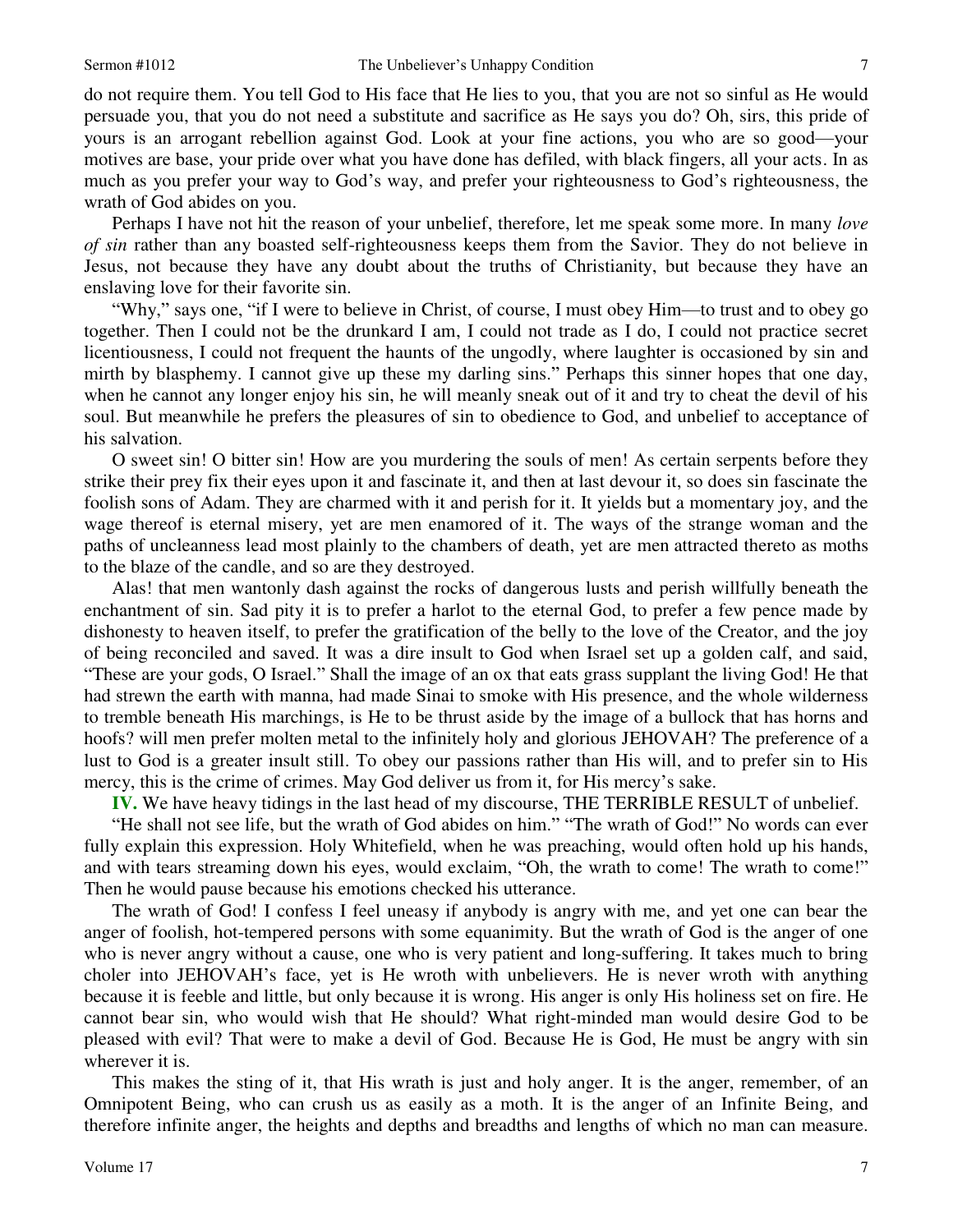do not require them. You tell God to His face that He lies to you, that you are not so sinful as He would persuade you, that you do not need a substitute and sacrifice as He says you do? Oh, sirs, this pride of yours is an arrogant rebellion against God. Look at your fine actions, you who are so good—your motives are base, your pride over what you have done has defiled, with black fingers, all your acts. In as much as you prefer your way to God's way, and prefer your righteousness to God's righteousness, the wrath of God abides on you.

Perhaps I have not hit the reason of your unbelief, therefore, let me speak some more. In many *love of sin* rather than any boasted self-righteousness keeps them from the Savior. They do not believe in Jesus, not because they have any doubt about the truths of Christianity, but because they have an enslaving love for their favorite sin.

"Why," says one, "if I were to believe in Christ, of course, I must obey Him—to trust and to obey go together. Then I could not be the drunkard I am, I could not trade as I do, I could not practice secret licentiousness, I could not frequent the haunts of the ungodly, where laughter is occasioned by sin and mirth by blasphemy. I cannot give up these my darling sins." Perhaps this sinner hopes that one day, when he cannot any longer enjoy his sin, he will meanly sneak out of it and try to cheat the devil of his soul. But meanwhile he prefers the pleasures of sin to obedience to God, and unbelief to acceptance of his salvation.

O sweet sin! O bitter sin! How are you murdering the souls of men! As certain serpents before they strike their prey fix their eyes upon it and fascinate it, and then at last devour it, so does sin fascinate the foolish sons of Adam. They are charmed with it and perish for it. It yields but a momentary joy, and the wage thereof is eternal misery, yet are men enamored of it. The ways of the strange woman and the paths of uncleanness lead most plainly to the chambers of death, yet are men attracted thereto as moths to the blaze of the candle, and so are they destroyed.

Alas! that men wantonly dash against the rocks of dangerous lusts and perish willfully beneath the enchantment of sin. Sad pity it is to prefer a harlot to the eternal God, to prefer a few pence made by dishonesty to heaven itself, to prefer the gratification of the belly to the love of the Creator, and the joy of being reconciled and saved. It was a dire insult to God when Israel set up a golden calf, and said, "These are your gods, O Israel." Shall the image of an ox that eats grass supplant the living God! He that had strewn the earth with manna, had made Sinai to smoke with His presence, and the whole wilderness to tremble beneath His marchings, is He to be thrust aside by the image of a bullock that has horns and hoofs? will men prefer molten metal to the infinitely holy and glorious JEHOVAH? The preference of a lust to God is a greater insult still. To obey our passions rather than His will, and to prefer sin to His mercy, this is the crime of crimes. May God deliver us from it, for His mercy's sake.

**IV.** We have heavy tidings in the last head of my discourse, THE TERRIBLE RESULT of unbelief.

"He shall not see life, but the wrath of God abides on him." "The wrath of God!" No words can ever fully explain this expression. Holy Whitefield, when he was preaching, would often hold up his hands, and with tears streaming down his eyes, would exclaim, "Oh, the wrath to come! The wrath to come!" Then he would pause because his emotions checked his utterance.

The wrath of God! I confess I feel uneasy if anybody is angry with me, and yet one can bear the anger of foolish, hot-tempered persons with some equanimity. But the wrath of God is the anger of one who is never angry without a cause, one who is very patient and long-suffering. It takes much to bring choler into JEHOVAH's face, yet is He wroth with unbelievers. He is never wroth with anything because it is feeble and little, but only because it is wrong. His anger is only His holiness set on fire. He cannot bear sin, who would wish that He should? What right-minded man would desire God to be pleased with evil? That were to make a devil of God. Because He is God, He must be angry with sin wherever it is.

This makes the sting of it, that His wrath is just and holy anger. It is the anger, remember, of an Omnipotent Being, who can crush us as easily as a moth. It is the anger of an Infinite Being, and therefore infinite anger, the heights and depths and breadths and lengths of which no man can measure.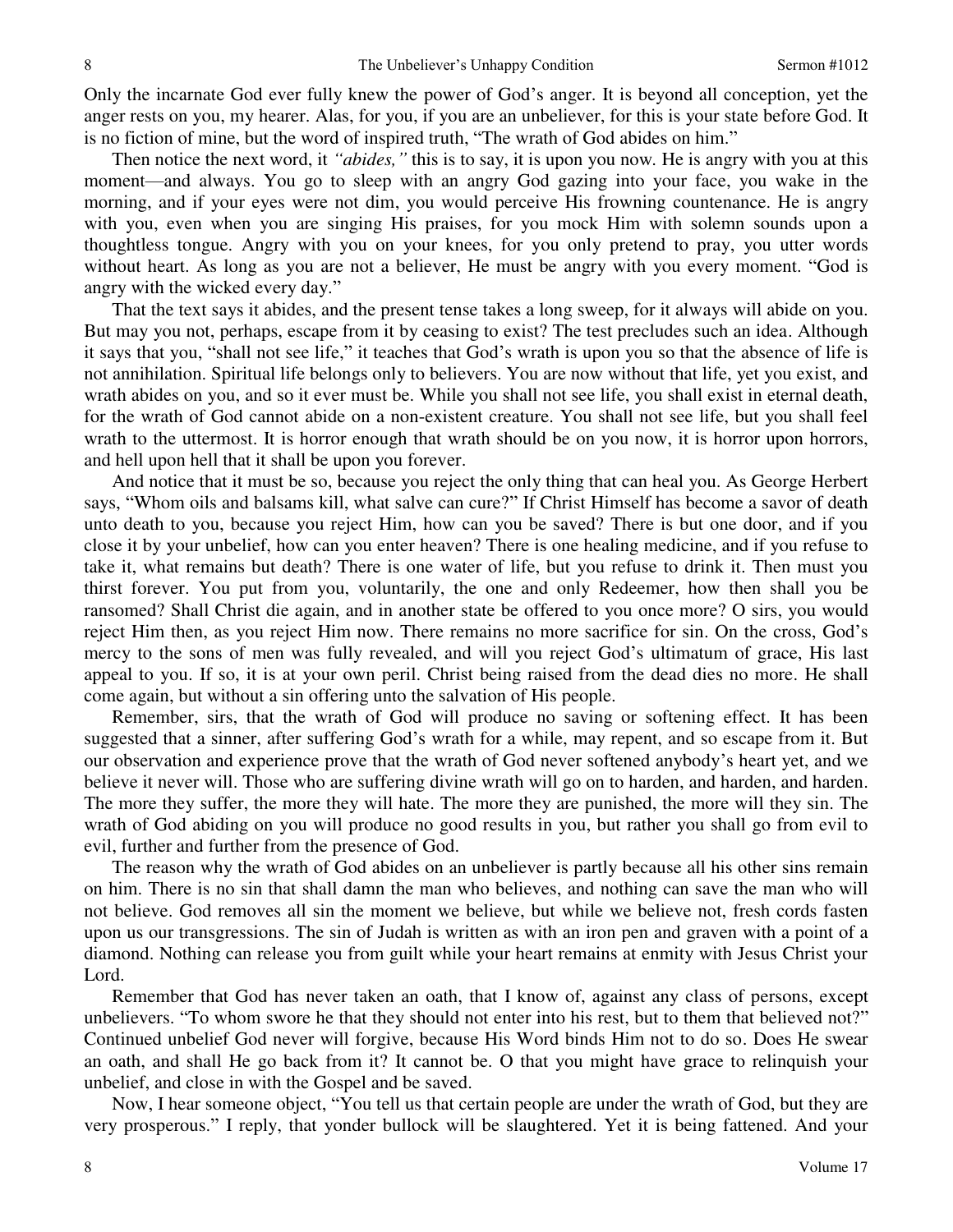Only the incarnate God ever fully knew the power of God's anger. It is beyond all conception, yet the anger rests on you, my hearer. Alas, for you, if you are an unbeliever, for this is your state before God. It is no fiction of mine, but the word of inspired truth, "The wrath of God abides on him."

Then notice the next word, it *"abides,"* this is to say, it is upon you now. He is angry with you at this moment—and always. You go to sleep with an angry God gazing into your face, you wake in the morning, and if your eyes were not dim, you would perceive His frowning countenance. He is angry with you, even when you are singing His praises, for you mock Him with solemn sounds upon a thoughtless tongue. Angry with you on your knees, for you only pretend to pray, you utter words without heart. As long as you are not a believer, He must be angry with you every moment. "God is angry with the wicked every day."

That the text says it abides, and the present tense takes a long sweep, for it always will abide on you. But may you not, perhaps, escape from it by ceasing to exist? The test precludes such an idea. Although it says that you, "shall not see life," it teaches that God's wrath is upon you so that the absence of life is not annihilation. Spiritual life belongs only to believers. You are now without that life, yet you exist, and wrath abides on you, and so it ever must be. While you shall not see life, you shall exist in eternal death, for the wrath of God cannot abide on a non-existent creature. You shall not see life, but you shall feel wrath to the uttermost. It is horror enough that wrath should be on you now, it is horror upon horrors, and hell upon hell that it shall be upon you forever.

And notice that it must be so, because you reject the only thing that can heal you. As George Herbert says, "Whom oils and balsams kill, what salve can cure?" If Christ Himself has become a savor of death unto death to you, because you reject Him, how can you be saved? There is but one door, and if you close it by your unbelief, how can you enter heaven? There is one healing medicine, and if you refuse to take it, what remains but death? There is one water of life, but you refuse to drink it. Then must you thirst forever. You put from you, voluntarily, the one and only Redeemer, how then shall you be ransomed? Shall Christ die again, and in another state be offered to you once more? O sirs, you would reject Him then, as you reject Him now. There remains no more sacrifice for sin. On the cross, God's mercy to the sons of men was fully revealed, and will you reject God's ultimatum of grace, His last appeal to you. If so, it is at your own peril. Christ being raised from the dead dies no more. He shall come again, but without a sin offering unto the salvation of His people.

Remember, sirs, that the wrath of God will produce no saving or softening effect. It has been suggested that a sinner, after suffering God's wrath for a while, may repent, and so escape from it. But our observation and experience prove that the wrath of God never softened anybody's heart yet, and we believe it never will. Those who are suffering divine wrath will go on to harden, and harden, and harden. The more they suffer, the more they will hate. The more they are punished, the more will they sin. The wrath of God abiding on you will produce no good results in you, but rather you shall go from evil to evil, further and further from the presence of God.

The reason why the wrath of God abides on an unbeliever is partly because all his other sins remain on him. There is no sin that shall damn the man who believes, and nothing can save the man who will not believe. God removes all sin the moment we believe, but while we believe not, fresh cords fasten upon us our transgressions. The sin of Judah is written as with an iron pen and graven with a point of a diamond. Nothing can release you from guilt while your heart remains at enmity with Jesus Christ your Lord.

Remember that God has never taken an oath, that I know of, against any class of persons, except unbelievers. "To whom swore he that they should not enter into his rest, but to them that believed not?" Continued unbelief God never will forgive, because His Word binds Him not to do so. Does He swear an oath, and shall He go back from it? It cannot be. O that you might have grace to relinquish your unbelief, and close in with the Gospel and be saved.

Now, I hear someone object, "You tell us that certain people are under the wrath of God, but they are very prosperous." I reply, that yonder bullock will be slaughtered. Yet it is being fattened. And your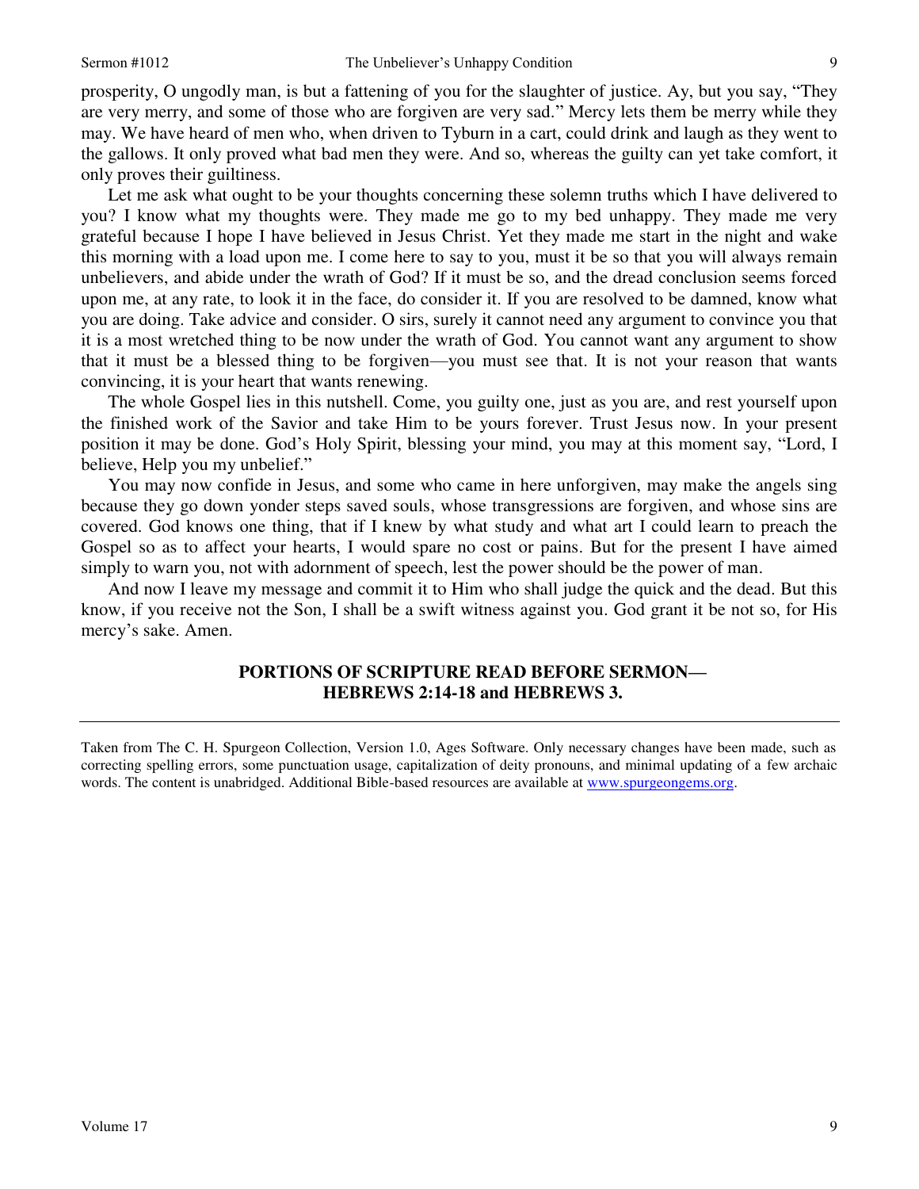prosperity, O ungodly man, is but a fattening of you for the slaughter of justice. Ay, but you say, "They are very merry, and some of those who are forgiven are very sad." Mercy lets them be merry while they may. We have heard of men who, when driven to Tyburn in a cart, could drink and laugh as they went to the gallows. It only proved what bad men they were. And so, whereas the guilty can yet take comfort, it only proves their guiltiness.

Let me ask what ought to be your thoughts concerning these solemn truths which I have delivered to you? I know what my thoughts were. They made me go to my bed unhappy. They made me very grateful because I hope I have believed in Jesus Christ. Yet they made me start in the night and wake this morning with a load upon me. I come here to say to you, must it be so that you will always remain unbelievers, and abide under the wrath of God? If it must be so, and the dread conclusion seems forced upon me, at any rate, to look it in the face, do consider it. If you are resolved to be damned, know what you are doing. Take advice and consider. O sirs, surely it cannot need any argument to convince you that it is a most wretched thing to be now under the wrath of God. You cannot want any argument to show that it must be a blessed thing to be forgiven—you must see that. It is not your reason that wants convincing, it is your heart that wants renewing.

The whole Gospel lies in this nutshell. Come, you guilty one, just as you are, and rest yourself upon the finished work of the Savior and take Him to be yours forever. Trust Jesus now. In your present position it may be done. God's Holy Spirit, blessing your mind, you may at this moment say, "Lord, I believe, Help you my unbelief."

You may now confide in Jesus, and some who came in here unforgiven, may make the angels sing because they go down yonder steps saved souls, whose transgressions are forgiven, and whose sins are covered. God knows one thing, that if I knew by what study and what art I could learn to preach the Gospel so as to affect your hearts, I would spare no cost or pains. But for the present I have aimed simply to warn you, not with adornment of speech, lest the power should be the power of man.

And now I leave my message and commit it to Him who shall judge the quick and the dead. But this know, if you receive not the Son, I shall be a swift witness against you. God grant it be not so, for His mercy's sake. Amen.

**PORTIONS OF SCRIPTURE READ BEFORE SERMON—**
**HEBREWS 2:14-18 and HEBREWS 3.**

---

Taken from The C. H. Spurgeon Collection, Version 1.0, Ages Software. Only necessary changes have been made, such as correcting spelling errors, some punctuation usage, capitalization of deity pronouns, and minimal updating of a few archaic words. The content is unabridged. Additional Bible-based resources are available at www.spurgeongems.org.